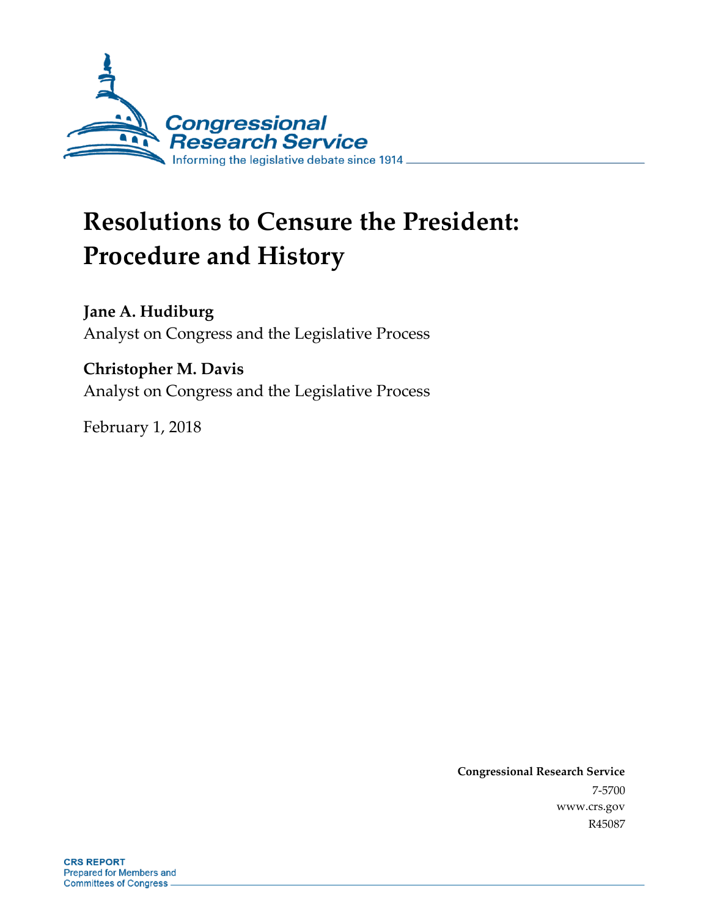Congressional Research Service

Informing the legislative debate since 1914

# Resolutions to Censure the President: Procedure and History

**Jane A. Hudiburg**
Analyst on Congress and the Legislative Process

**Christopher M. Davis**
Analyst on Congress and the Legislative Process

February 1, 2018

**Congressional Research Service**
7-5700
www.crs.gov
R45087

**CRS REPORT**
Prepared for Members and
Committees of Congress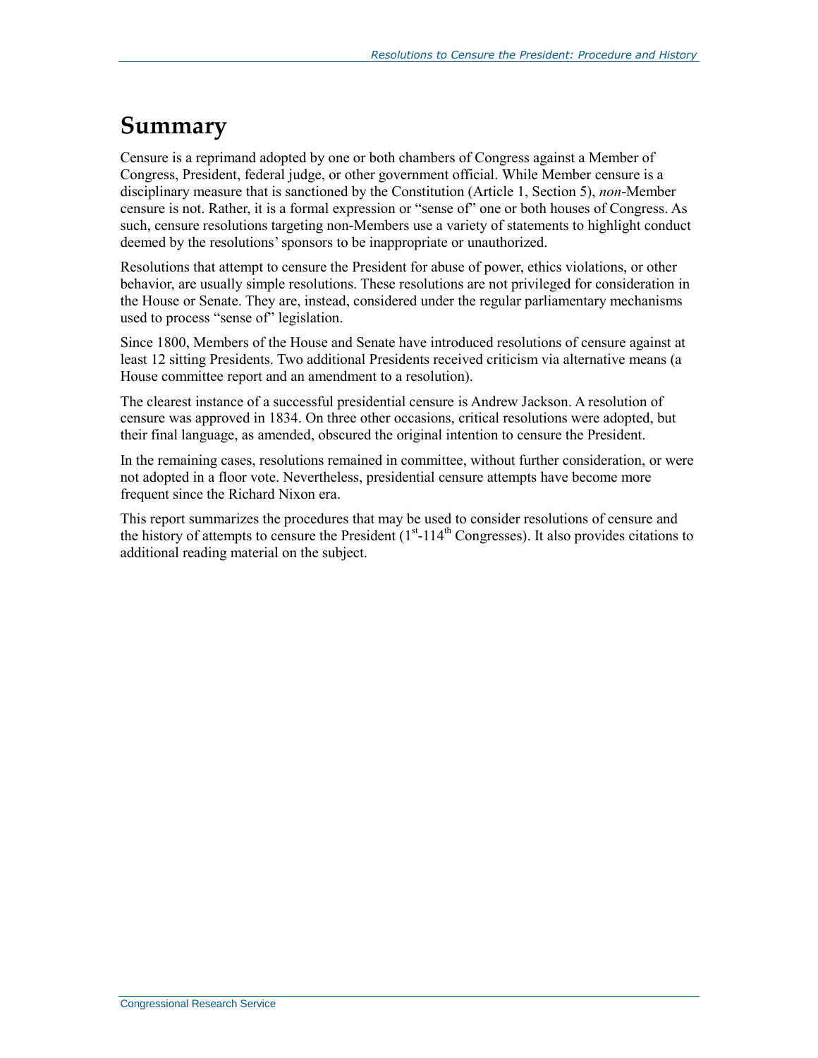# Summary

Censure is a reprimand adopted by one or both chambers of Congress against a Member of Congress, President, federal judge, or other government official. While Member censure is a disciplinary measure that is sanctioned by the Constitution (Article 1, Section 5), *non*-Member censure is not. Rather, it is a formal expression or "sense of" one or both houses of Congress. As such, censure resolutions targeting non-Members use a variety of statements to highlight conduct deemed by the resolutions' sponsors to be inappropriate or unauthorized.

Resolutions that attempt to censure the President for abuse of power, ethics violations, or other behavior, are usually simple resolutions. These resolutions are not privileged for consideration in the House or Senate. They are, instead, considered under the regular parliamentary mechanisms used to process "sense of" legislation.

Since 1800, Members of the House and Senate have introduced resolutions of censure against at least 12 sitting Presidents. Two additional Presidents received criticism via alternative means (a House committee report and an amendment to a resolution).

The clearest instance of a successful presidential censure is Andrew Jackson. A resolution of censure was approved in 1834. On three other occasions, critical resolutions were adopted, but their final language, as amended, obscured the original intention to censure the President.

In the remaining cases, resolutions remained in committee, without further consideration, or were not adopted in a floor vote. Nevertheless, presidential censure attempts have become more frequent since the Richard Nixon era.

This report summarizes the procedures that may be used to consider resolutions of censure and the history of attempts to censure the President (1st-114th Congresses). It also provides citations to additional reading material on the subject.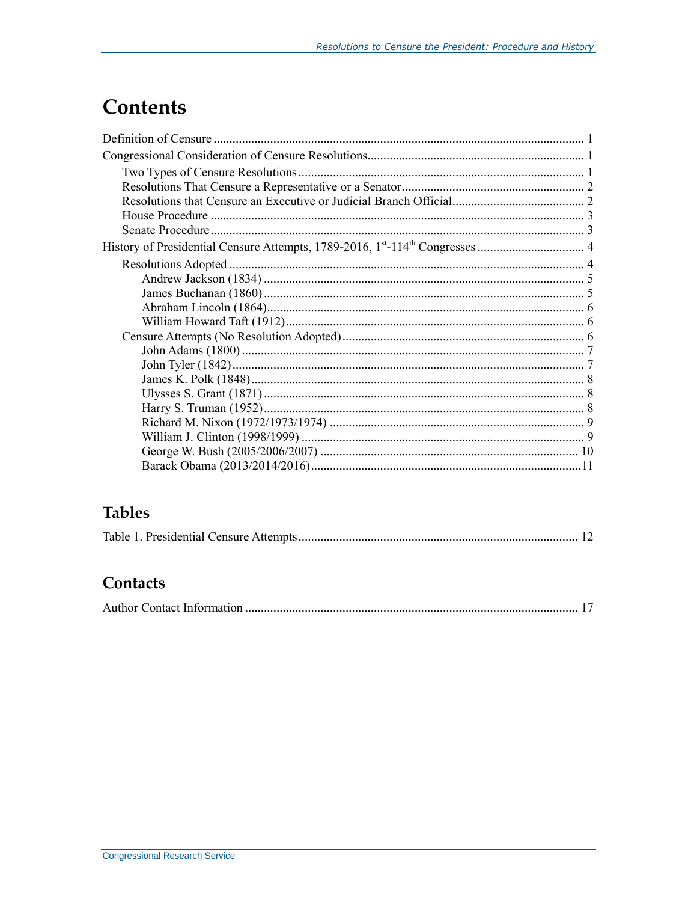# Contents

Definition of Censure ..................................................................................................................... 1
Congressional Consideration of Censure Resolutions.................................................................... 1
  Two Types of Censure Resolutions .......................................................................................... 1
  Resolutions That Censure a Representative or a Senator......................................................... 2
  Resolutions that Censure an Executive or Judicial Branch Official.......................................... 2
  House Procedure ...................................................................................................................... 3
  Senate Procedure...................................................................................................................... 3
History of Presidential Censure Attempts, 1789-2016, 1st-114th Congresses .................................. 4
  Resolutions Adopted ................................................................................................................ 4
    Andrew Jackson (1834) ..................................................................................................... 5
    James Buchanan (1860) ..................................................................................................... 5
    Abraham Lincoln (1864)..................................................................................................... 6
    William Howard Taft (1912).............................................................................................. 6
  Censure Attempts (No Resolution Adopted)............................................................................ 6
    John Adams (1800) ............................................................................................................ 7
    John Tyler (1842)............................................................................................................... 7
    James K. Polk (1848)......................................................................................................... 8
    Ulysses S. Grant (1871)..................................................................................................... 8
    Harry S. Truman (1952)..................................................................................................... 8
    Richard M. Nixon (1972/1973/1974) ................................................................................ 9
    William J. Clinton (1998/1999) ......................................................................................... 9
    George W. Bush (2005/2006/2007) ................................................................................. 10
    Barack Obama (2013/2014/2016).....................................................................................11

## Tables

Table 1. Presidential Censure Attempts........................................................................................ 12

## Contacts

Author Contact Information ......................................................................................................... 17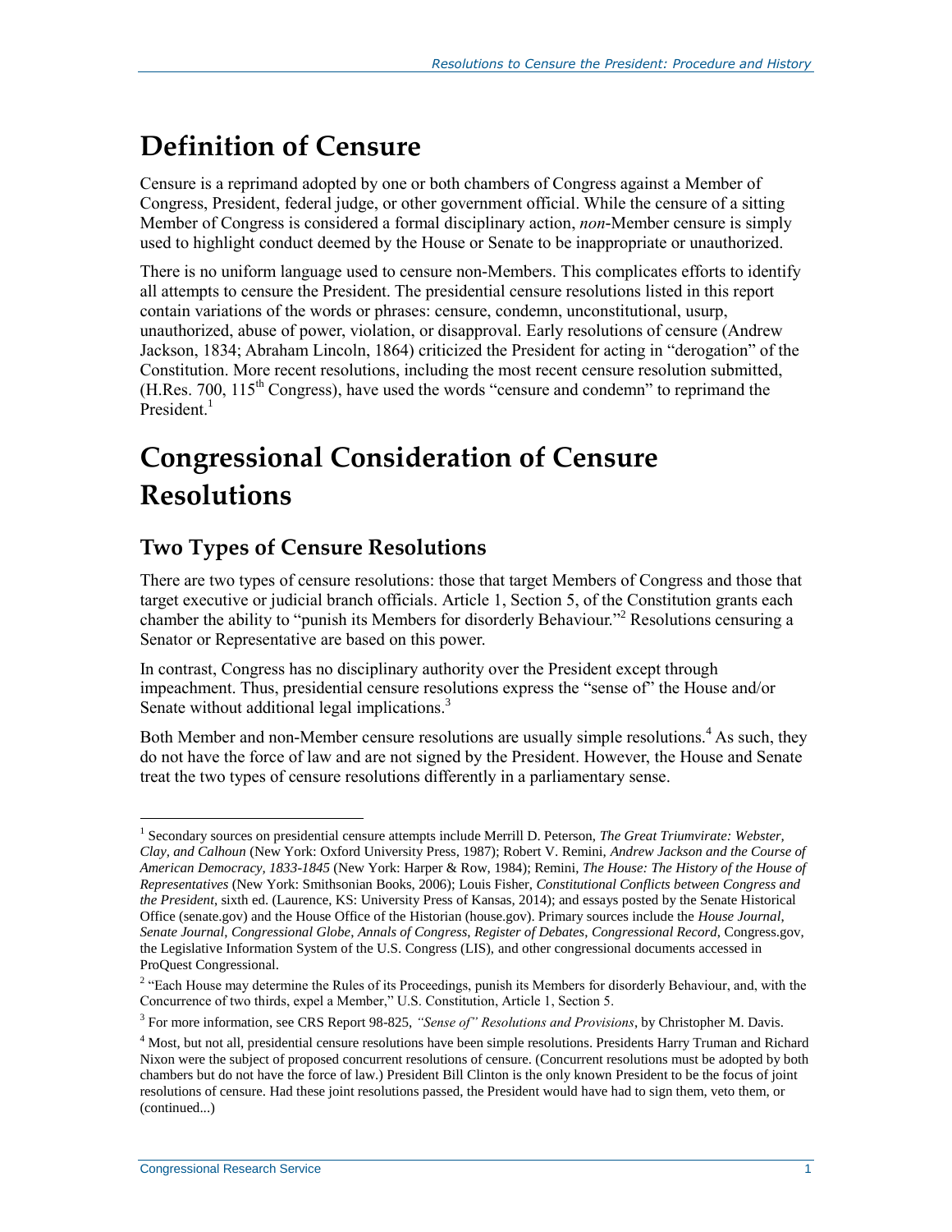# Definition of Censure

Censure is a reprimand adopted by one or both chambers of Congress against a Member of Congress, President, federal judge, or other government official. While the censure of a sitting Member of Congress is considered a formal disciplinary action, *non*-Member censure is simply used to highlight conduct deemed by the House or Senate to be inappropriate or unauthorized.

There is no uniform language used to censure non-Members. This complicates efforts to identify all attempts to censure the President. The presidential censure resolutions listed in this report contain variations of the words or phrases: censure, condemn, unconstitutional, usurp, unauthorized, abuse of power, violation, or disapproval. Early resolutions of censure (Andrew Jackson, 1834; Abraham Lincoln, 1864) criticized the President for acting in "derogation" of the Constitution. More recent resolutions, including the most recent censure resolution submitted, (H.Res. 700, 115th Congress), have used the words "censure and condemn" to reprimand the President.[1]

# Congressional Consideration of Censure Resolutions

## Two Types of Censure Resolutions

There are two types of censure resolutions: those that target Members of Congress and those that target executive or judicial branch officials. Article 1, Section 5, of the Constitution grants each chamber the ability to "punish its Members for disorderly Behaviour."[2] Resolutions censuring a Senator or Representative are based on this power.

In contrast, Congress has no disciplinary authority over the President except through impeachment. Thus, presidential censure resolutions express the "sense of" the House and/or Senate without additional legal implications.[3]

Both Member and non-Member censure resolutions are usually simple resolutions.[4] As such, they do not have the force of law and are not signed by the President. However, the House and Senate treat the two types of censure resolutions differently in a parliamentary sense.

---

[1] Secondary sources on presidential censure attempts include Merrill D. Peterson, *The Great Triumvirate: Webster, Clay, and Calhoun* (New York: Oxford University Press, 1987); Robert V. Remini, *Andrew Jackson and the Course of American Democracy, 1833-1845* (New York: Harper & Row, 1984); Remini, *The House: The History of the House of Representatives* (New York: Smithsonian Books, 2006); Louis Fisher, *Constitutional Conflicts between Congress and the President*, sixth ed. (Laurence, KS: University Press of Kansas, 2014); and essays posted by the Senate Historical Office (senate.gov) and the House Office of the Historian (house.gov). Primary sources include the *House Journal*, *Senate Journal*, *Congressional Globe*, *Annals of Congress*, *Register of Debates*, *Congressional Record*, Congress.gov, the Legislative Information System of the U.S. Congress (LIS), and other congressional documents accessed in ProQuest Congressional.

[2] "Each House may determine the Rules of its Proceedings, punish its Members for disorderly Behaviour, and, with the Concurrence of two thirds, expel a Member," U.S. Constitution, Article 1, Section 5.

[3] For more information, see CRS Report 98-825, *"Sense of" Resolutions and Provisions*, by Christopher M. Davis.

[4] Most, but not all, presidential censure resolutions have been simple resolutions. Presidents Harry Truman and Richard Nixon were the subject of proposed concurrent resolutions of censure. (Concurrent resolutions must be adopted by both chambers but do not have the force of law.) President Bill Clinton is the only known President to be the focus of joint resolutions of censure. Had these joint resolutions passed, the President would have had to sign them, veto them, or (continued...)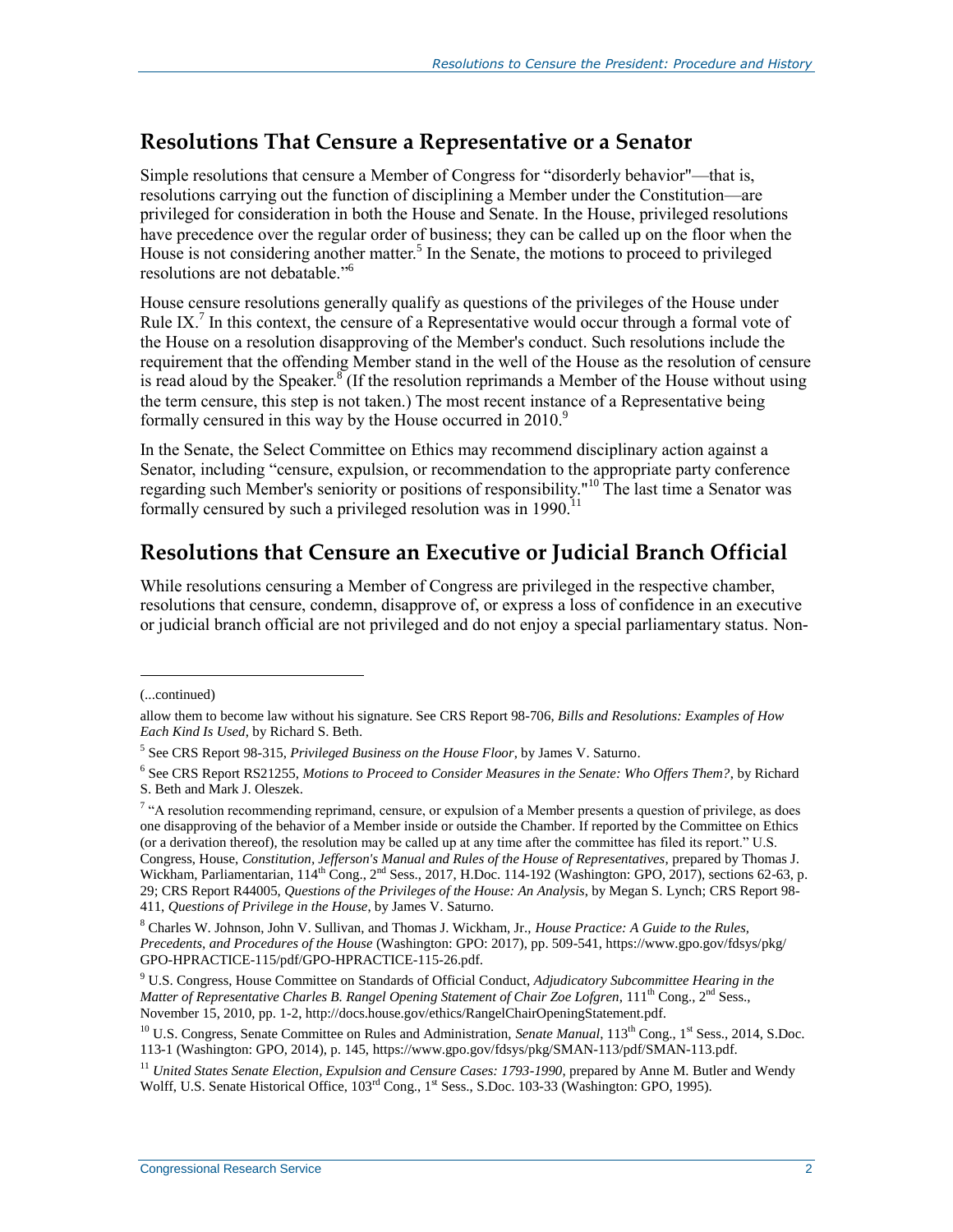## Resolutions That Censure a Representative or a Senator

Simple resolutions that censure a Member of Congress for "disorderly behavior"—that is, resolutions carrying out the function of disciplining a Member under the Constitution—are privileged for consideration in both the House and Senate. In the House, privileged resolutions have precedence over the regular order of business; they can be called up on the floor when the House is not considering another matter.[5] In the Senate, the motions to proceed to privileged resolutions are not debatable."[6]

House censure resolutions generally qualify as questions of the privileges of the House under Rule IX.[7] In this context, the censure of a Representative would occur through a formal vote of the House on a resolution disapproving of the Member's conduct. Such resolutions include the requirement that the offending Member stand in the well of the House as the resolution of censure is read aloud by the Speaker.[8] (If the resolution reprimands a Member of the House without using the term censure, this step is not taken.) The most recent instance of a Representative being formally censured in this way by the House occurred in 2010.[9]

In the Senate, the Select Committee on Ethics may recommend disciplinary action against a Senator, including "censure, expulsion, or recommendation to the appropriate party conference regarding such Member's seniority or positions of responsibility."[10] The last time a Senator was formally censured by such a privileged resolution was in 1990.[11]

## Resolutions that Censure an Executive or Judicial Branch Official

While resolutions censuring a Member of Congress are privileged in the respective chamber, resolutions that censure, condemn, disapprove of, or express a loss of confidence in an executive or judicial branch official are not privileged and do not enjoy a special parliamentary status. Non-

---

(...continued)

allow them to become law without his signature. See CRS Report 98-706, *Bills and Resolutions: Examples of How Each Kind Is Used*, by Richard S. Beth.

[5] See CRS Report 98-315, *Privileged Business on the House Floor*, by James V. Saturno.

[6] See CRS Report RS21255, *Motions to Proceed to Consider Measures in the Senate: Who Offers Them?*, by Richard S. Beth and Mark J. Oleszek.

[7] "A resolution recommending reprimand, censure, or expulsion of a Member presents a question of privilege, as does one disapproving of the behavior of a Member inside or outside the Chamber. If reported by the Committee on Ethics (or a derivation thereof), the resolution may be called up at any time after the committee has filed its report." U.S. Congress, House, *Constitution, Jefferson's Manual and Rules of the House of Representatives*, prepared by Thomas J. Wickham, Parliamentarian, 114th Cong., 2nd Sess., 2017, H.Doc. 114-192 (Washington: GPO, 2017), sections 62-63, p. 29; CRS Report R44005, *Questions of the Privileges of the House: An Analysis*, by Megan S. Lynch; CRS Report 98-411, *Questions of Privilege in the House*, by James V. Saturno.

[8] Charles W. Johnson, John V. Sullivan, and Thomas J. Wickham, Jr., *House Practice: A Guide to the Rules, Precedents, and Procedures of the House* (Washington: GPO: 2017), pp. 509-541, https://www.gpo.gov/fdsys/pkg/GPO-HPRACTICE-115/pdf/GPO-HPRACTICE-115-26.pdf.

[9] U.S. Congress, House Committee on Standards of Official Conduct, *Adjudicatory Subcommittee Hearing in the Matter of Representative Charles B. Rangel Opening Statement of Chair Zoe Lofgren*, 111th Cong., 2nd Sess., November 15, 2010, pp. 1-2, http://docs.house.gov/ethics/RangelChairOpeningStatement.pdf.

[10] U.S. Congress, Senate Committee on Rules and Administration, *Senate Manual*, 113th Cong., 1st Sess., 2014, S.Doc. 113-1 (Washington: GPO, 2014), p. 145, https://www.gpo.gov/fdsys/pkg/SMAN-113/pdf/SMAN-113.pdf.

[11] *United States Senate Election, Expulsion and Censure Cases: 1793-1990*, prepared by Anne M. Butler and Wendy Wolff, U.S. Senate Historical Office, 103rd Cong., 1st Sess., S.Doc. 103-33 (Washington: GPO, 1995).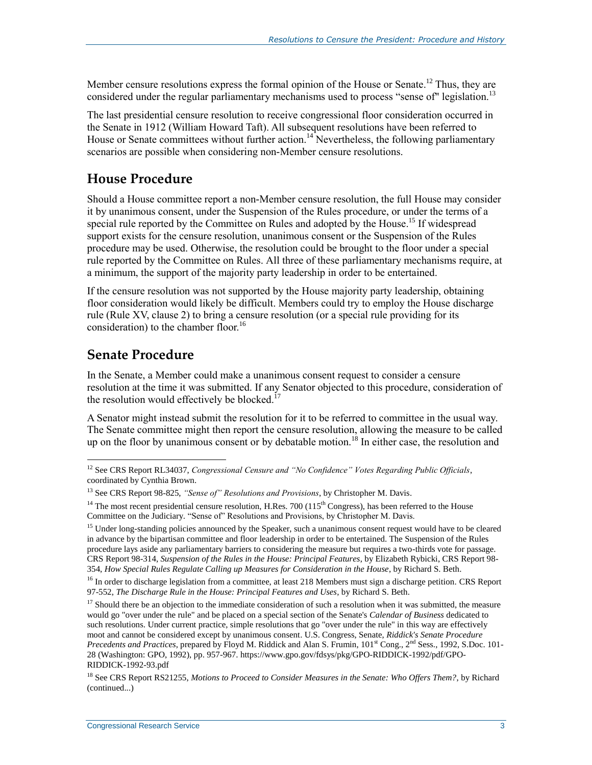Member censure resolutions express the formal opinion of the House or Senate.[12] Thus, they are considered under the regular parliamentary mechanisms used to process "sense of" legislation.[13]

The last presidential censure resolution to receive congressional floor consideration occurred in the Senate in 1912 (William Howard Taft). All subsequent resolutions have been referred to House or Senate committees without further action.[14] Nevertheless, the following parliamentary scenarios are possible when considering non-Member censure resolutions.

## House Procedure

Should a House committee report a non-Member censure resolution, the full House may consider it by unanimous consent, under the Suspension of the Rules procedure, or under the terms of a special rule reported by the Committee on Rules and adopted by the House.[15] If widespread support exists for the censure resolution, unanimous consent or the Suspension of the Rules procedure may be used. Otherwise, the resolution could be brought to the floor under a special rule reported by the Committee on Rules. All three of these parliamentary mechanisms require, at a minimum, the support of the majority party leadership in order to be entertained.

If the censure resolution was not supported by the House majority party leadership, obtaining floor consideration would likely be difficult. Members could try to employ the House discharge rule (Rule XV, clause 2) to bring a censure resolution (or a special rule providing for its consideration) to the chamber floor.[16]

## Senate Procedure

In the Senate, a Member could make a unanimous consent request to consider a censure resolution at the time it was submitted. If any Senator objected to this procedure, consideration of the resolution would effectively be blocked.[17]

A Senator might instead submit the resolution for it to be referred to committee in the usual way. The Senate committee might then report the censure resolution, allowing the measure to be called up on the floor by unanimous consent or by debatable motion.[18] In either case, the resolution and

---

[12] See CRS Report RL34037, *Congressional Censure and "No Confidence" Votes Regarding Public Officials*, coordinated by Cynthia Brown.

[13] See CRS Report 98-825, *"Sense of" Resolutions and Provisions*, by Christopher M. Davis.

[14] The most recent presidential censure resolution, H.Res. 700 (115th Congress), has been referred to the House Committee on the Judiciary. "Sense of" Resolutions and Provisions, by Christopher M. Davis.

[15] Under long-standing policies announced by the Speaker, such a unanimous consent request would have to be cleared in advance by the bipartisan committee and floor leadership in order to be entertained. The Suspension of the Rules procedure lays aside any parliamentary barriers to considering the measure but requires a two-thirds vote for passage. CRS Report 98-314, *Suspension of the Rules in the House: Principal Features*, by Elizabeth Rybicki, CRS Report 98-354, *How Special Rules Regulate Calling up Measures for Consideration in the House*, by Richard S. Beth.

[16] In order to discharge legislation from a committee, at least 218 Members must sign a discharge petition. CRS Report 97-552, *The Discharge Rule in the House: Principal Features and Uses*, by Richard S. Beth.

[17] Should there be an objection to the immediate consideration of such a resolution when it was submitted, the measure would go "over under the rule" and be placed on a special section of the Senate's *Calendar of Business* dedicated to such resolutions. Under current practice, simple resolutions that go "over under the rule" in this way are effectively moot and cannot be considered except by unanimous consent. U.S. Congress, Senate, *Riddick's Senate Procedure Precedents and Practices*, prepared by Floyd M. Riddick and Alan S. Frumin, 101st Cong., 2nd Sess., 1992, S.Doc. 101-28 (Washington: GPO, 1992), pp. 957-967. https://www.gpo.gov/fdsys/pkg/GPO-RIDDICK-1992/pdf/GPO-RIDDICK-1992-93.pdf

[18] See CRS Report RS21255, *Motions to Proceed to Consider Measures in the Senate: Who Offers Them?*, by Richard (continued...)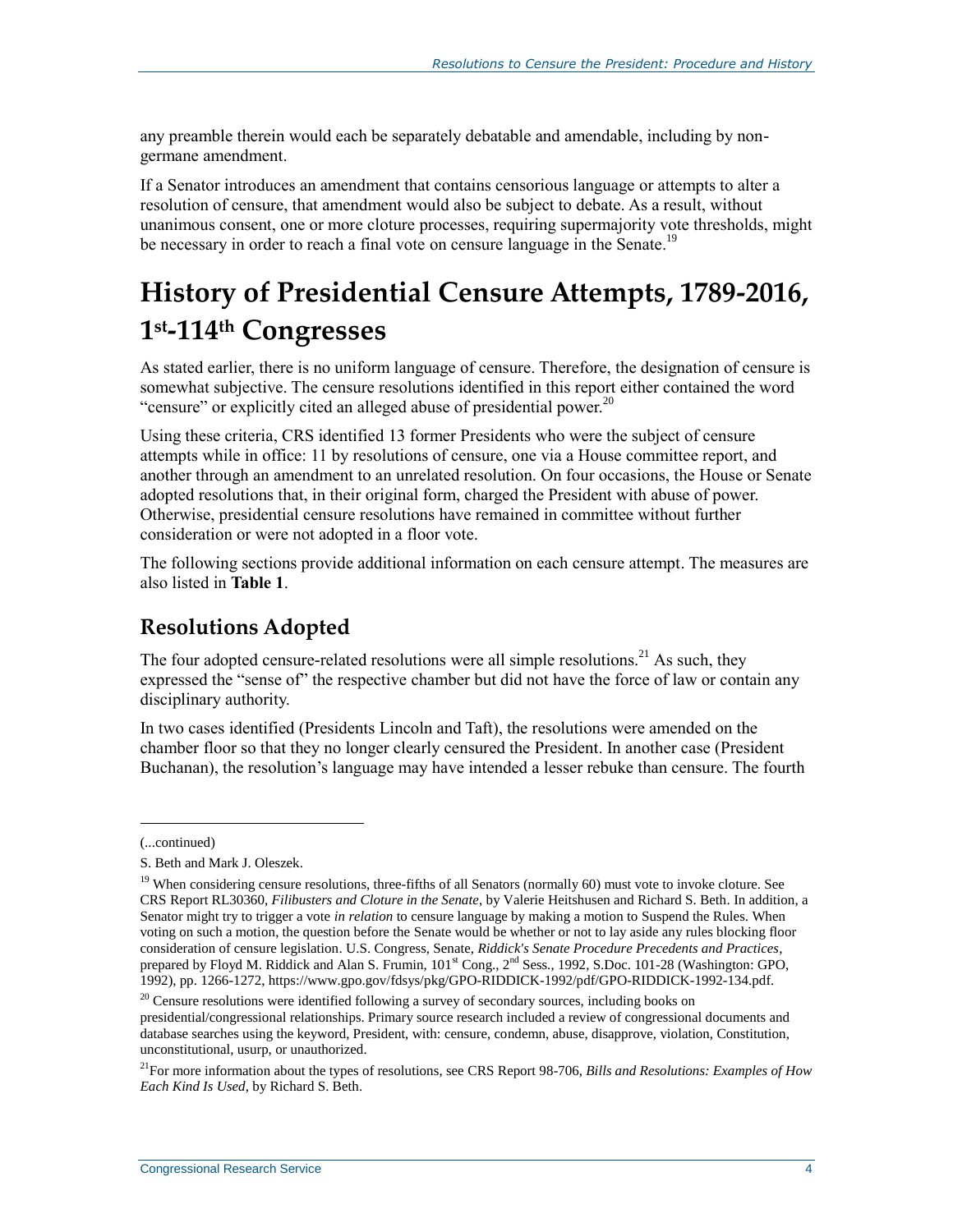any preamble therein would each be separately debatable and amendable, including by non-germane amendment.

If a Senator introduces an amendment that contains censorious language or attempts to alter a resolution of censure, that amendment would also be subject to debate. As a result, without unanimous consent, one or more cloture processes, requiring supermajority vote thresholds, might be necessary in order to reach a final vote on censure language in the Senate.[19]

# History of Presidential Censure Attempts, 1789-2016, 1st-114th Congresses

As stated earlier, there is no uniform language of censure. Therefore, the designation of censure is somewhat subjective. The censure resolutions identified in this report either contained the word "censure" or explicitly cited an alleged abuse of presidential power.[20]

Using these criteria, CRS identified 13 former Presidents who were the subject of censure attempts while in office: 11 by resolutions of censure, one via a House committee report, and another through an amendment to an unrelated resolution. On four occasions, the House or Senate adopted resolutions that, in their original form, charged the President with abuse of power. Otherwise, presidential censure resolutions have remained in committee without further consideration or were not adopted in a floor vote.

The following sections provide additional information on each censure attempt. The measures are also listed in **Table 1**.

## Resolutions Adopted

The four adopted censure-related resolutions were all simple resolutions.[21] As such, they expressed the "sense of" the respective chamber but did not have the force of law or contain any disciplinary authority.

In two cases identified (Presidents Lincoln and Taft), the resolutions were amended on the chamber floor so that they no longer clearly censured the President. In another case (President Buchanan), the resolution's language may have intended a lesser rebuke than censure. The fourth

---

(...continued)

S. Beth and Mark J. Oleszek.

[19] When considering censure resolutions, three-fifths of all Senators (normally 60) must vote to invoke cloture. See CRS Report RL30360, *Filibusters and Cloture in the Senate*, by Valerie Heitshusen and Richard S. Beth. In addition, a Senator might try to trigger a vote *in relation* to censure language by making a motion to Suspend the Rules. When voting on such a motion, the question before the Senate would be whether or not to lay aside any rules blocking floor consideration of censure legislation. U.S. Congress, Senate, *Riddick's Senate Procedure Precedents and Practices*, prepared by Floyd M. Riddick and Alan S. Frumin, 101st Cong., 2nd Sess., 1992, S.Doc. 101-28 (Washington: GPO, 1992), pp. 1266-1272, https://www.gpo.gov/fdsys/pkg/GPO-RIDDICK-1992/pdf/GPO-RIDDICK-1992-134.pdf.

[20] Censure resolutions were identified following a survey of secondary sources, including books on presidential/congressional relationships. Primary source research included a review of congressional documents and database searches using the keyword, President, with: censure, condemn, abuse, disapprove, violation, Constitution, unconstitutional, usurp, or unauthorized.

[21] For more information about the types of resolutions, see CRS Report 98-706, *Bills and Resolutions: Examples of How Each Kind Is Used*, by Richard S. Beth.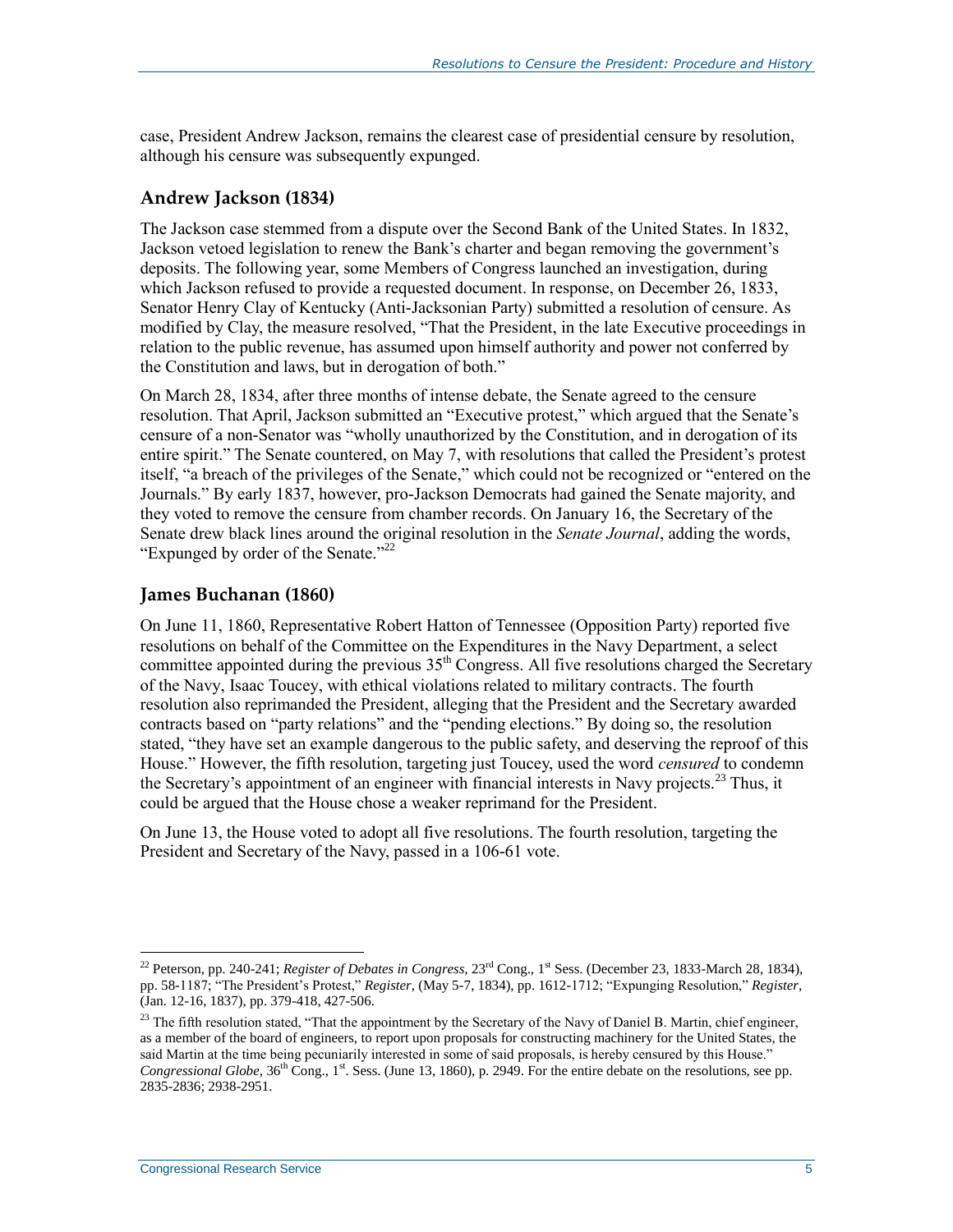case, President Andrew Jackson, remains the clearest case of presidential censure by resolution, although his censure was subsequently expunged.

## Andrew Jackson (1834)

The Jackson case stemmed from a dispute over the Second Bank of the United States. In 1832, Jackson vetoed legislation to renew the Bank's charter and began removing the government's deposits. The following year, some Members of Congress launched an investigation, during which Jackson refused to provide a requested document. In response, on December 26, 1833, Senator Henry Clay of Kentucky (Anti-Jacksonian Party) submitted a resolution of censure. As modified by Clay, the measure resolved, "That the President, in the late Executive proceedings in relation to the public revenue, has assumed upon himself authority and power not conferred by the Constitution and laws, but in derogation of both."

On March 28, 1834, after three months of intense debate, the Senate agreed to the censure resolution. That April, Jackson submitted an "Executive protest," which argued that the Senate's censure of a non-Senator was "wholly unauthorized by the Constitution, and in derogation of its entire spirit." The Senate countered, on May 7, with resolutions that called the President's protest itself, "a breach of the privileges of the Senate," which could not be recognized or "entered on the Journals." By early 1837, however, pro-Jackson Democrats had gained the Senate majority, and they voted to remove the censure from chamber records. On January 16, the Secretary of the Senate drew black lines around the original resolution in the *Senate Journal*, adding the words, "Expunged by order of the Senate."[22]

## James Buchanan (1860)

On June 11, 1860, Representative Robert Hatton of Tennessee (Opposition Party) reported five resolutions on behalf of the Committee on the Expenditures in the Navy Department, a select committee appointed during the previous 35th Congress. All five resolutions charged the Secretary of the Navy, Isaac Toucey, with ethical violations related to military contracts. The fourth resolution also reprimanded the President, alleging that the President and the Secretary awarded contracts based on "party relations" and the "pending elections." By doing so, the resolution stated, "they have set an example dangerous to the public safety, and deserving the reproof of this House." However, the fifth resolution, targeting just Toucey, used the word *censured* to condemn the Secretary's appointment of an engineer with financial interests in Navy projects.[23] Thus, it could be argued that the House chose a weaker reprimand for the President.

On June 13, the House voted to adopt all five resolutions. The fourth resolution, targeting the President and Secretary of the Navy, passed in a 106-61 vote.

---

[22] Peterson, pp. 240-241; *Register of Debates in Congress,* 23rd Cong., 1st Sess. (December 23, 1833-March 28, 1834), pp. 58-1187; "The President's Protest," *Register*, (May 5-7, 1834), pp. 1612-1712; "Expunging Resolution," *Register*, (Jan. 12-16, 1837), pp. 379-418, 427-506.

[23] The fifth resolution stated, "That the appointment by the Secretary of the Navy of Daniel B. Martin, chief engineer, as a member of the board of engineers, to report upon proposals for constructing machinery for the United States, the said Martin at the time being pecuniarily interested in some of said proposals, is hereby censured by this House." *Congressional Globe,* 36th Cong., 1st. Sess. (June 13, 1860), p. 2949. For the entire debate on the resolutions, see pp. 2835-2836; 2938-2951.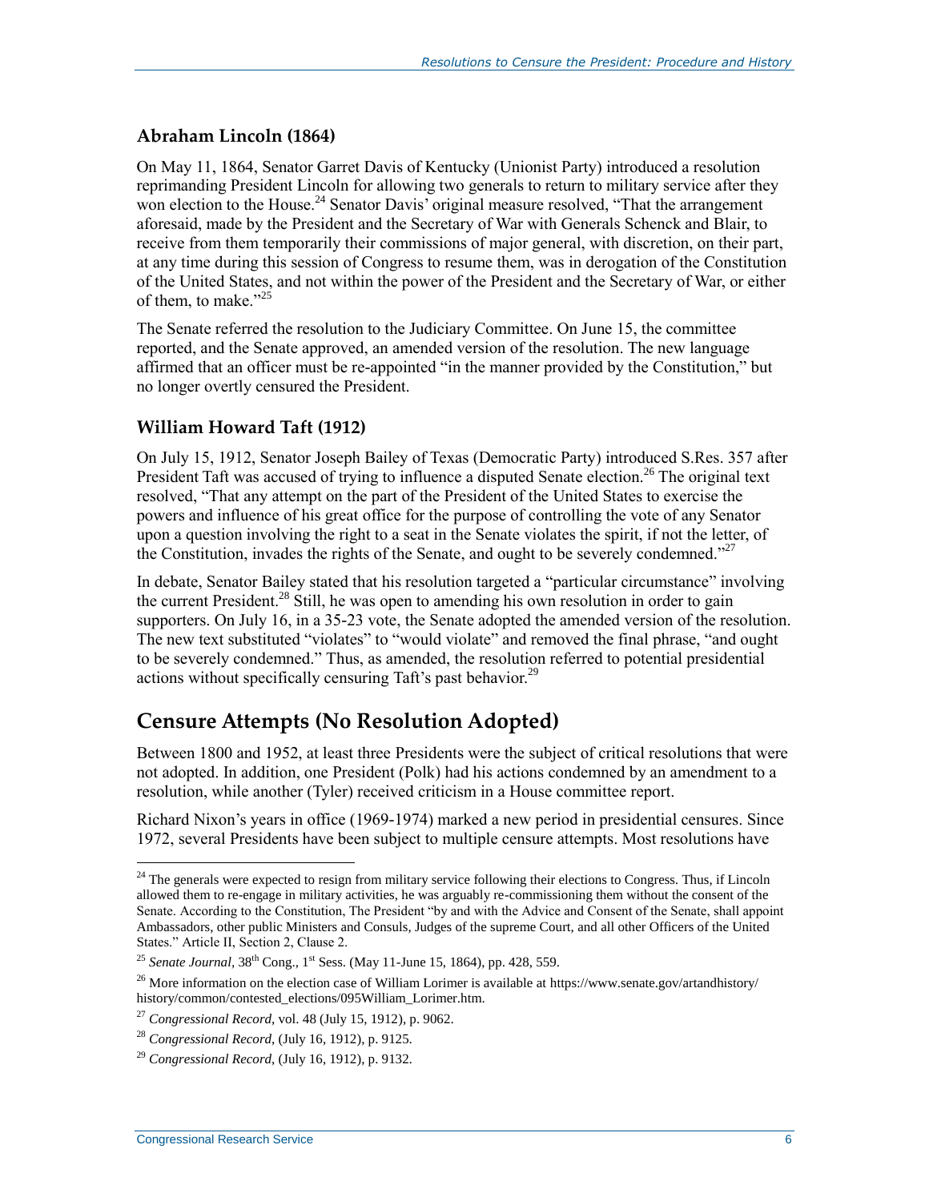### Abraham Lincoln (1864)

On May 11, 1864, Senator Garret Davis of Kentucky (Unionist Party) introduced a resolution reprimanding President Lincoln for allowing two generals to return to military service after they won election to the House.[24] Senator Davis' original measure resolved, "That the arrangement aforesaid, made by the President and the Secretary of War with Generals Schenck and Blair, to receive from them temporarily their commissions of major general, with discretion, on their part, at any time during this session of Congress to resume them, was in derogation of the Constitution of the United States, and not within the power of the President and the Secretary of War, or either of them, to make."[25]

The Senate referred the resolution to the Judiciary Committee. On June 15, the committee reported, and the Senate approved, an amended version of the resolution. The new language affirmed that an officer must be re-appointed "in the manner provided by the Constitution," but no longer overtly censured the President.

### William Howard Taft (1912)

On July 15, 1912, Senator Joseph Bailey of Texas (Democratic Party) introduced S.Res. 357 after President Taft was accused of trying to influence a disputed Senate election.[26] The original text resolved, "That any attempt on the part of the President of the United States to exercise the powers and influence of his great office for the purpose of controlling the vote of any Senator upon a question involving the right to a seat in the Senate violates the spirit, if not the letter, of the Constitution, invades the rights of the Senate, and ought to be severely condemned."[27]

In debate, Senator Bailey stated that his resolution targeted a "particular circumstance" involving the current President.[28] Still, he was open to amending his own resolution in order to gain supporters. On July 16, in a 35-23 vote, the Senate adopted the amended version of the resolution. The new text substituted "violates" to "would violate" and removed the final phrase, "and ought to be severely condemned." Thus, as amended, the resolution referred to potential presidential actions without specifically censuring Taft's past behavior.[29]

## Censure Attempts (No Resolution Adopted)

Between 1800 and 1952, at least three Presidents were the subject of critical resolutions that were not adopted. In addition, one President (Polk) had his actions condemned by an amendment to a resolution, while another (Tyler) received criticism in a House committee report.

Richard Nixon's years in office (1969-1974) marked a new period in presidential censures. Since 1972, several Presidents have been subject to multiple censure attempts. Most resolutions have

---

[24] The generals were expected to resign from military service following their elections to Congress. Thus, if Lincoln allowed them to re-engage in military activities, he was arguably re-commissioning them without the consent of the Senate. According to the Constitution, The President "by and with the Advice and Consent of the Senate, shall appoint Ambassadors, other public Ministers and Consuls, Judges of the supreme Court, and all other Officers of the United States." Article II, Section 2, Clause 2.

[25] *Senate Journal*, 38th Cong., 1st Sess. (May 11-June 15, 1864), pp. 428, 559.

[26] More information on the election case of William Lorimer is available at https://www.senate.gov/artandhistory/history/common/contested_elections/095William_Lorimer.htm.

[27] *Congressional Record*, vol. 48 (July 15, 1912), p. 9062.

[28] *Congressional Record*, (July 16, 1912), p. 9125.

[29] *Congressional Record*, (July 16, 1912), p. 9132.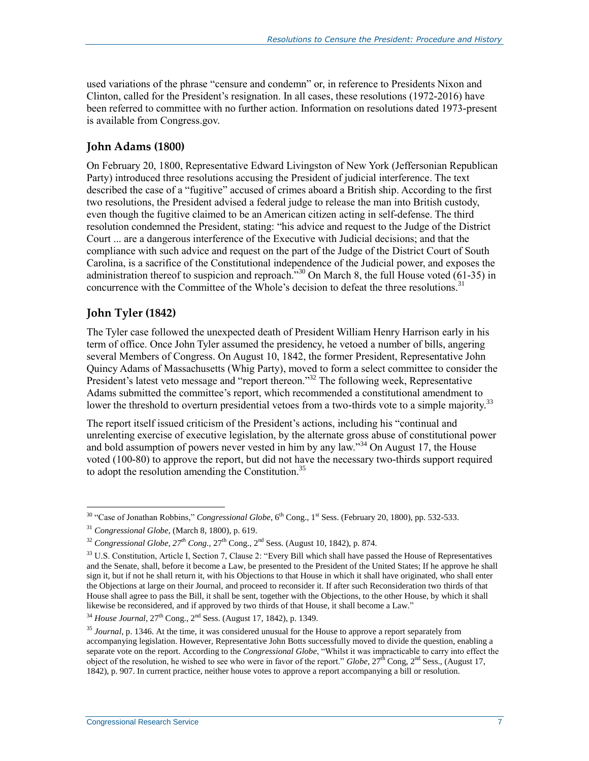used variations of the phrase "censure and condemn" or, in reference to Presidents Nixon and Clinton, called for the President's resignation. In all cases, these resolutions (1972-2016) have been referred to committee with no further action. Information on resolutions dated 1973-present is available from Congress.gov.

## John Adams (1800)

On February 20, 1800, Representative Edward Livingston of New York (Jeffersonian Republican Party) introduced three resolutions accusing the President of judicial interference. The text described the case of a "fugitive" accused of crimes aboard a British ship. According to the first two resolutions, the President advised a federal judge to release the man into British custody, even though the fugitive claimed to be an American citizen acting in self-defense. The third resolution condemned the President, stating: "his advice and request to the Judge of the District Court ... are a dangerous interference of the Executive with Judicial decisions; and that the compliance with such advice and request on the part of the Judge of the District Court of South Carolina, is a sacrifice of the Constitutional independence of the Judicial power, and exposes the administration thereof to suspicion and reproach."[30] On March 8, the full House voted (61-35) in concurrence with the Committee of the Whole's decision to defeat the three resolutions.[31]

## John Tyler (1842)

The Tyler case followed the unexpected death of President William Henry Harrison early in his term of office. Once John Tyler assumed the presidency, he vetoed a number of bills, angering several Members of Congress. On August 10, 1842, the former President, Representative John Quincy Adams of Massachusetts (Whig Party), moved to form a select committee to consider the President's latest veto message and "report thereon."[32] The following week, Representative Adams submitted the committee's report, which recommended a constitutional amendment to lower the threshold to overturn presidential vetoes from a two-thirds vote to a simple majority.[33]

The report itself issued criticism of the President's actions, including his "continual and unrelenting exercise of executive legislation, by the alternate gross abuse of constitutional power and bold assumption of powers never vested in him by any law."[34] On August 17, the House voted (100-80) to approve the report, but did not have the necessary two-thirds support required to adopt the resolution amending the Constitution.[35]

---

[30] "Case of Jonathan Robbins," *Congressional Globe*, 6th Cong., 1st Sess. (February 20, 1800), pp. 532-533.

[31] *Congressional Globe*, (March 8, 1800), p. 619.

[32] *Congressional Globe, 27th Cong.*, 27th Cong., 2nd Sess. (August 10, 1842), p. 874.

[33] U.S. Constitution, Article I, Section 7, Clause 2: "Every Bill which shall have passed the House of Representatives and the Senate, shall, before it become a Law, be presented to the President of the United States; If he approve he shall sign it, but if not he shall return it, with his Objections to that House in which it shall have originated, who shall enter the Objections at large on their Journal, and proceed to reconsider it. If after such Reconsideration two thirds of that House shall agree to pass the Bill, it shall be sent, together with the Objections, to the other House, by which it shall likewise be reconsidered, and if approved by two thirds of that House, it shall become a Law."

[34] *House Journal*, 27th Cong., 2nd Sess. (August 17, 1842), p. 1349.

[35] *Journal*, p. 1346. At the time, it was considered unusual for the House to approve a report separately from accompanying legislation. However, Representative John Botts successfully moved to divide the question, enabling a separate vote on the report. According to the *Congressional Globe*, "Whilst it was impracticable to carry into effect the object of the resolution, he wished to see who were in favor of the report." *Globe*, 27th Cong, 2nd Sess., (August 17, 1842), p. 907. In current practice, neither house votes to approve a report accompanying a bill or resolution.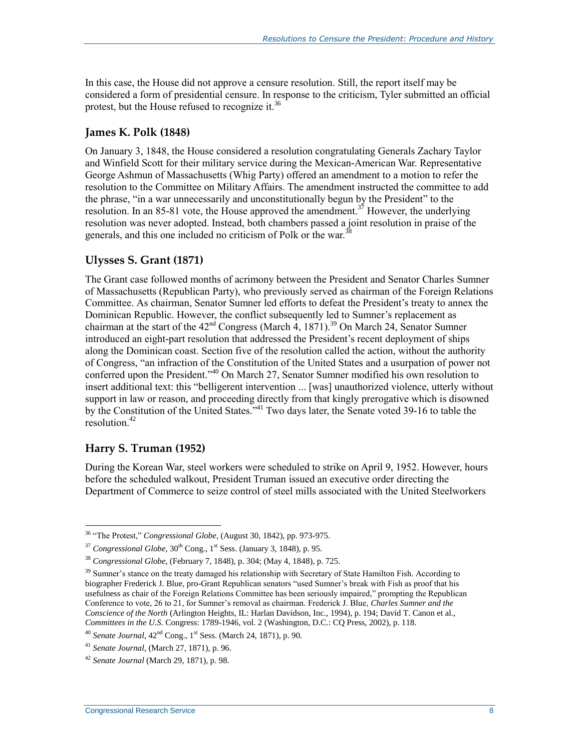In this case, the House did not approve a censure resolution. Still, the report itself may be considered a form of presidential censure. In response to the criticism, Tyler submitted an official protest, but the House refused to recognize it.[36]

### James K. Polk (1848)

On January 3, 1848, the House considered a resolution congratulating Generals Zachary Taylor and Winfield Scott for their military service during the Mexican-American War. Representative George Ashmun of Massachusetts (Whig Party) offered an amendment to a motion to refer the resolution to the Committee on Military Affairs. The amendment instructed the committee to add the phrase, "in a war unnecessarily and unconstitutionally begun by the President" to the resolution. In an 85-81 vote, the House approved the amendment.[37] However, the underlying resolution was never adopted. Instead, both chambers passed a joint resolution in praise of the generals, and this one included no criticism of Polk or the war.[38]

### Ulysses S. Grant (1871)

The Grant case followed months of acrimony between the President and Senator Charles Sumner of Massachusetts (Republican Party), who previously served as chairman of the Foreign Relations Committee. As chairman, Senator Sumner led efforts to defeat the President's treaty to annex the Dominican Republic. However, the conflict subsequently led to Sumner's replacement as chairman at the start of the 42nd Congress (March 4, 1871).[39] On March 24, Senator Sumner introduced an eight-part resolution that addressed the President's recent deployment of ships along the Dominican coast. Section five of the resolution called the action, without the authority of Congress, "an infraction of the Constitution of the United States and a usurpation of power not conferred upon the President."[40] On March 27, Senator Sumner modified his own resolution to insert additional text: this "belligerent intervention ... [was] unauthorized violence, utterly without support in law or reason, and proceeding directly from that kingly prerogative which is disowned by the Constitution of the United States."[41] Two days later, the Senate voted 39-16 to table the resolution.[42]

### Harry S. Truman (1952)

During the Korean War, steel workers were scheduled to strike on April 9, 1952. However, hours before the scheduled walkout, President Truman issued an executive order directing the Department of Commerce to seize control of steel mills associated with the United Steelworkers

---

[36] "The Protest," *Congressional Globe*, (August 30, 1842), pp. 973-975.

[37] *Congressional Globe*, 30th Cong., 1st Sess. (January 3, 1848), p. 95.

[38] *Congressional Globe*, (February 7, 1848), p. 304; (May 4, 1848), p. 725.

[39] Sumner's stance on the treaty damaged his relationship with Secretary of State Hamilton Fish. According to biographer Frederick J. Blue, pro-Grant Republican senators "used Sumner's break with Fish as proof that his usefulness as chair of the Foreign Relations Committee has been seriously impaired," prompting the Republican Conference to vote, 26 to 21, for Sumner's removal as chairman. Frederick J. Blue, *Charles Sumner and the Conscience of the North* (Arlington Heights, IL: Harlan Davidson, Inc., 1994), p. 194; David T. Canon et al., *Committees in the U.S.* Congress: 1789-1946, vol. 2 (Washington, D.C.: CQ Press, 2002), p. 118.

[40] *Senate Journal*, 42nd Cong., 1st Sess. (March 24, 1871), p. 90.

[41] *Senate Journal*, (March 27, 1871), p. 96.

[42] *Senate Journal* (March 29, 1871), p. 98.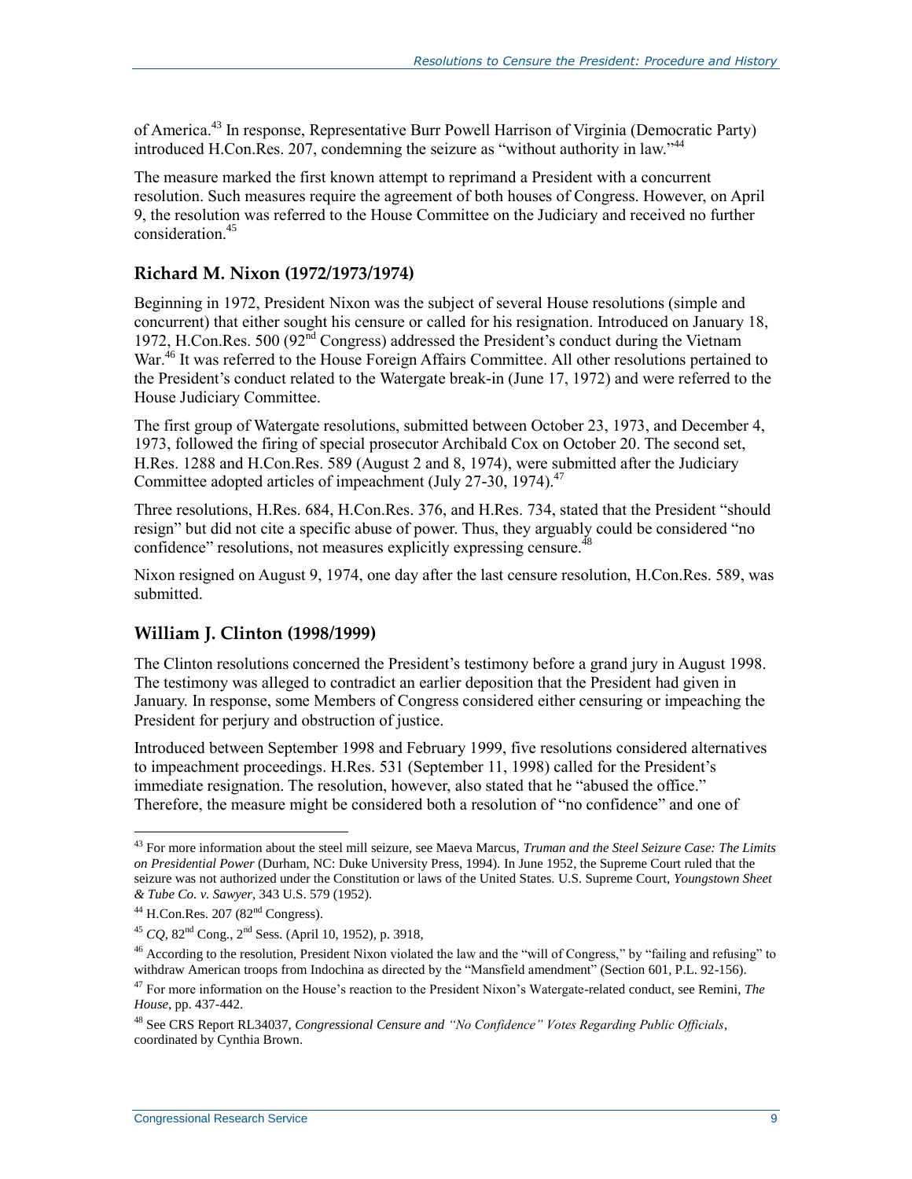of America.[43] In response, Representative Burr Powell Harrison of Virginia (Democratic Party) introduced H.Con.Res. 207, condemning the seizure as "without authority in law."[44]

The measure marked the first known attempt to reprimand a President with a concurrent resolution. Such measures require the agreement of both houses of Congress. However, on April 9, the resolution was referred to the House Committee on the Judiciary and received no further consideration.[45]

### Richard M. Nixon (1972/1973/1974)

Beginning in 1972, President Nixon was the subject of several House resolutions (simple and concurrent) that either sought his censure or called for his resignation. Introduced on January 18, 1972, H.Con.Res. 500 (92nd Congress) addressed the President's conduct during the Vietnam War.[46] It was referred to the House Foreign Affairs Committee. All other resolutions pertained to the President's conduct related to the Watergate break-in (June 17, 1972) and were referred to the House Judiciary Committee.

The first group of Watergate resolutions, submitted between October 23, 1973, and December 4, 1973, followed the firing of special prosecutor Archibald Cox on October 20. The second set, H.Res. 1288 and H.Con.Res. 589 (August 2 and 8, 1974), were submitted after the Judiciary Committee adopted articles of impeachment (July 27-30, 1974).[47]

Three resolutions, H.Res. 684, H.Con.Res. 376, and H.Res. 734, stated that the President "should resign" but did not cite a specific abuse of power. Thus, they arguably could be considered "no confidence" resolutions, not measures explicitly expressing censure.[48]

Nixon resigned on August 9, 1974, one day after the last censure resolution, H.Con.Res. 589, was submitted.

### William J. Clinton (1998/1999)

The Clinton resolutions concerned the President's testimony before a grand jury in August 1998. The testimony was alleged to contradict an earlier deposition that the President had given in January. In response, some Members of Congress considered either censuring or impeaching the President for perjury and obstruction of justice.

Introduced between September 1998 and February 1999, five resolutions considered alternatives to impeachment proceedings. H.Res. 531 (September 11, 1998) called for the President's immediate resignation. The resolution, however, also stated that he "abused the office." Therefore, the measure might be considered both a resolution of "no confidence" and one of

---

[43] For more information about the steel mill seizure, see Maeva Marcus, *Truman and the Steel Seizure Case: The Limits on Presidential Power* (Durham, NC: Duke University Press, 1994). In June 1952, the Supreme Court ruled that the seizure was not authorized under the Constitution or laws of the United States. U.S. Supreme Court, *Youngstown Sheet & Tube Co. v. Sawyer*, 343 U.S. 579 (1952).

[44] H.Con.Res. 207 (82nd Congress).

[45] *CQ*, 82nd Cong., 2nd Sess. (April 10, 1952), p. 3918,

[46] According to the resolution, President Nixon violated the law and the "will of Congress," by "failing and refusing" to withdraw American troops from Indochina as directed by the "Mansfield amendment" (Section 601, P.L. 92-156).

[47] For more information on the House's reaction to the President Nixon's Watergate-related conduct, see Remini, *The House*, pp. 437-442.

[48] See CRS Report RL34037, *Congressional Censure and "No Confidence" Votes Regarding Public Officials*, coordinated by Cynthia Brown.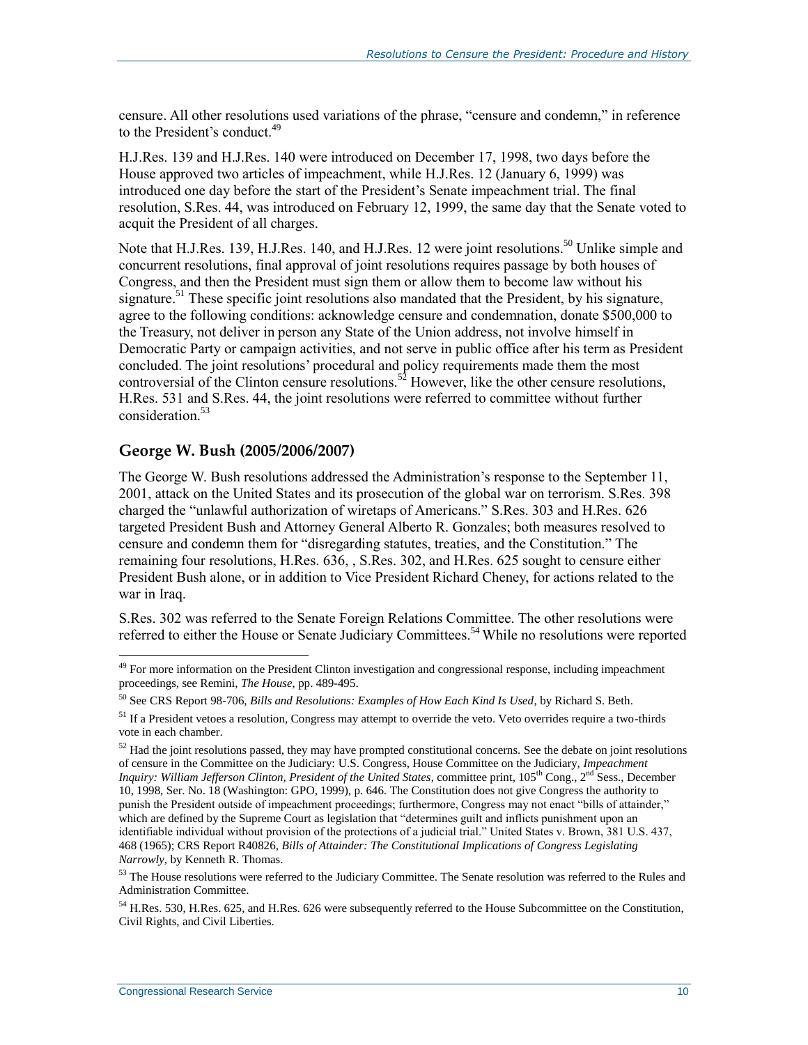censure. All other resolutions used variations of the phrase, "censure and condemn," in reference to the President's conduct.[49]

H.J.Res. 139 and H.J.Res. 140 were introduced on December 17, 1998, two days before the House approved two articles of impeachment, while H.J.Res. 12 (January 6, 1999) was introduced one day before the start of the President's Senate impeachment trial. The final resolution, S.Res. 44, was introduced on February 12, 1999, the same day that the Senate voted to acquit the President of all charges.

Note that H.J.Res. 139, H.J.Res. 140, and H.J.Res. 12 were joint resolutions.[50] Unlike simple and concurrent resolutions, final approval of joint resolutions requires passage by both houses of Congress, and then the President must sign them or allow them to become law without his signature.[51] These specific joint resolutions also mandated that the President, by his signature, agree to the following conditions: acknowledge censure and condemnation, donate $500,000 to the Treasury, not deliver in person any State of the Union address, not involve himself in Democratic Party or campaign activities, and not serve in public office after his term as President concluded. The joint resolutions' procedural and policy requirements made them the most controversial of the Clinton censure resolutions.[52] However, like the other censure resolutions, H.Res. 531 and S.Res. 44, the joint resolutions were referred to committee without further consideration.[53]

### George W. Bush (2005/2006/2007)

The George W. Bush resolutions addressed the Administration's response to the September 11, 2001, attack on the United States and its prosecution of the global war on terrorism. S.Res. 398 charged the "unlawful authorization of wiretaps of Americans." S.Res. 303 and H.Res. 626 targeted President Bush and Attorney General Alberto R. Gonzales; both measures resolved to censure and condemn them for "disregarding statutes, treaties, and the Constitution." The remaining four resolutions, H.Res. 636, , S.Res. 302, and H.Res. 625 sought to censure either President Bush alone, or in addition to Vice President Richard Cheney, for actions related to the war in Iraq.

S.Res. 302 was referred to the Senate Foreign Relations Committee. The other resolutions were referred to either the House or Senate Judiciary Committees.[54] While no resolutions were reported

---

[49] For more information on the President Clinton investigation and congressional response, including impeachment proceedings, see Remini, *The House*, pp. 489-495.

[50] See CRS Report 98-706, *Bills and Resolutions: Examples of How Each Kind Is Used*, by Richard S. Beth.

[51] If a President vetoes a resolution, Congress may attempt to override the veto. Veto overrides require a two-thirds vote in each chamber.

[52] Had the joint resolutions passed, they may have prompted constitutional concerns. See the debate on joint resolutions of censure in the Committee on the Judiciary: U.S. Congress, House Committee on the Judiciary, *Impeachment Inquiry: William Jefferson Clinton, President of the United States*, committee print, 105th Cong., 2nd Sess., December 10, 1998, Ser. No. 18 (Washington: GPO, 1999), p. 646. The Constitution does not give Congress the authority to punish the President outside of impeachment proceedings; furthermore, Congress may not enact "bills of attainder," which are defined by the Supreme Court as legislation that "determines guilt and inflicts punishment upon an identifiable individual without provision of the protections of a judicial trial." United States v. Brown, 381 U.S. 437, 468 (1965); CRS Report R40826, *Bills of Attainder: The Constitutional Implications of Congress Legislating Narrowly*, by Kenneth R. Thomas.

[53] The House resolutions were referred to the Judiciary Committee. The Senate resolution was referred to the Rules and Administration Committee.

[54] H.Res. 530, H.Res. 625, and H.Res. 626 were subsequently referred to the House Subcommittee on the Constitution, Civil Rights, and Civil Liberties.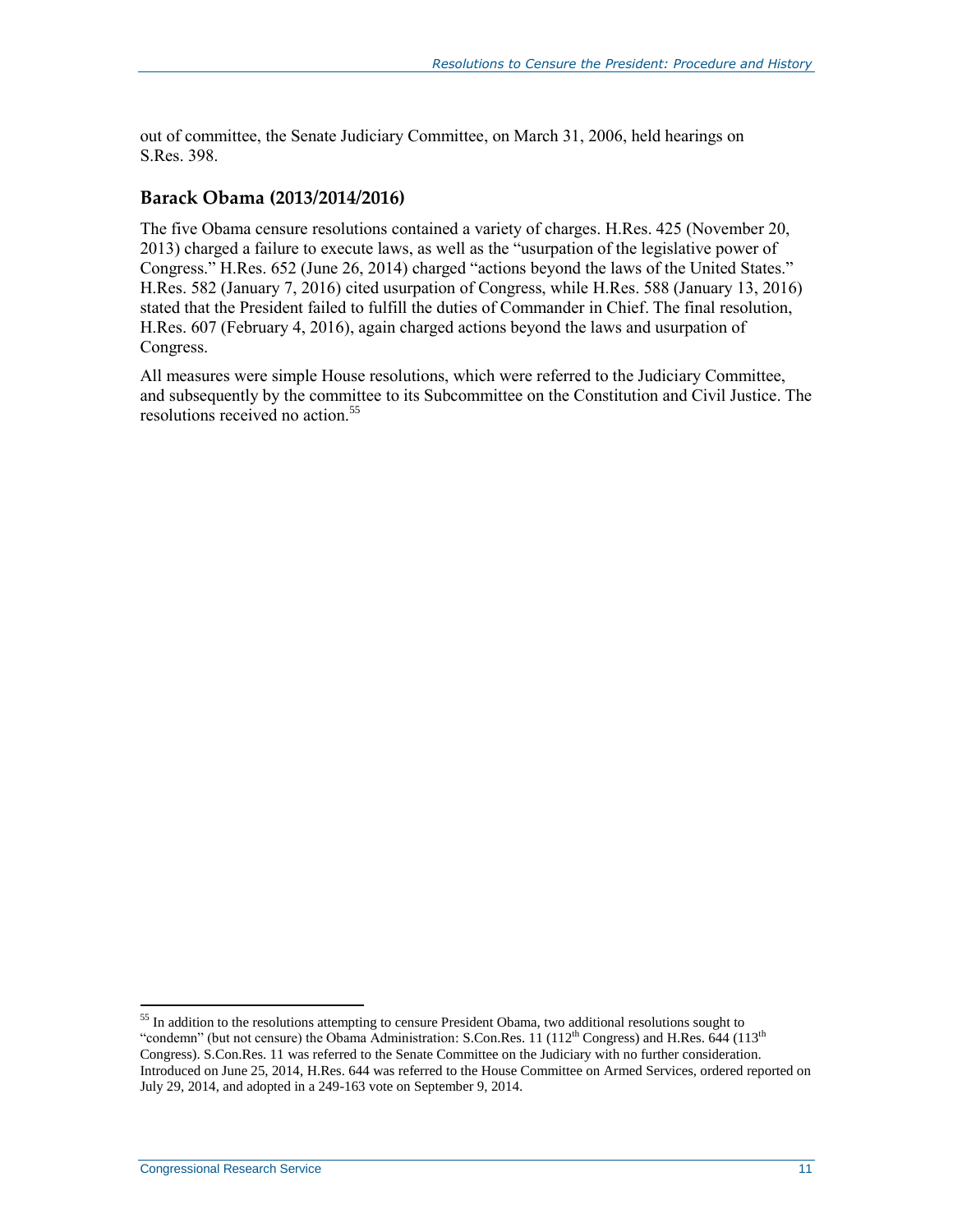out of committee, the Senate Judiciary Committee, on March 31, 2006, held hearings on S.Res. 398.

### Barack Obama (2013/2014/2016)

The five Obama censure resolutions contained a variety of charges. H.Res. 425 (November 20, 2013) charged a failure to execute laws, as well as the "usurpation of the legislative power of Congress." H.Res. 652 (June 26, 2014) charged "actions beyond the laws of the United States." H.Res. 582 (January 7, 2016) cited usurpation of Congress, while H.Res. 588 (January 13, 2016) stated that the President failed to fulfill the duties of Commander in Chief. The final resolution, H.Res. 607 (February 4, 2016), again charged actions beyond the laws and usurpation of Congress.

All measures were simple House resolutions, which were referred to the Judiciary Committee, and subsequently by the committee to its Subcommittee on the Constitution and Civil Justice. The resolutions received no action.[55]

---

[55] In addition to the resolutions attempting to censure President Obama, two additional resolutions sought to "condemn" (but not censure) the Obama Administration: S.Con.Res. 11 (112th Congress) and H.Res. 644 (113th Congress). S.Con.Res. 11 was referred to the Senate Committee on the Judiciary with no further consideration. Introduced on June 25, 2014, H.Res. 644 was referred to the House Committee on Armed Services, ordered reported on July 29, 2014, and adopted in a 249-163 vote on September 9, 2014.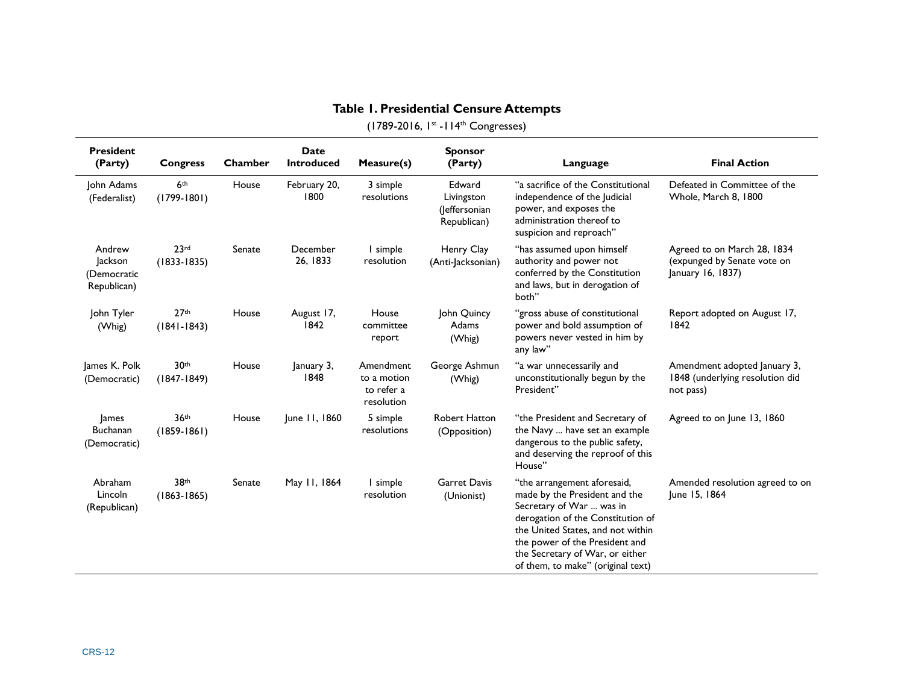**Table 1. Presidential Censure Attempts**

(1789-2016, 1st -114th Congresses)

| President (Party) | Congress | Chamber | Date Introduced | Measure(s) | Sponsor (Party) | Language | Final Action |
|---|---|---|---|---|---|---|---|
| John Adams (Federalist) | 6th (1799-1801) | House | February 20, 1800 | 3 simple resolutions | Edward Livingston (Jeffersonian Republican) | "a sacrifice of the Constitutional independence of the Judicial power, and exposes the administration thereof to suspicion and reproach" | Defeated in Committee of the Whole, March 8, 1800 |
| Andrew Jackson (Democratic Republican) | 23rd (1833-1835) | Senate | December 26, 1833 | 1 simple resolution | Henry Clay (Anti-Jacksonian) | "has assumed upon himself authority and power not conferred by the Constitution and laws, but in derogation of both" | Agreed to on March 28, 1834 (expunged by Senate vote on January 16, 1837) |
| John Tyler (Whig) | 27th (1841-1843) | House | August 17, 1842 | House committee report | John Quincy Adams (Whig) | "gross abuse of constitutional power and bold assumption of powers never vested in him by any law" | Report adopted on August 17, 1842 |
| James K. Polk (Democratic) | 30th (1847-1849) | House | January 3, 1848 | Amendment to a motion to refer a resolution | George Ashmun (Whig) | "a war unnecessarily and unconstitutionally begun by the President" | Amendment adopted January 3, 1848 (underlying resolution did not pass) |
| James Buchanan (Democratic) | 36th (1859-1861) | House | June 11, 1860 | 5 simple resolutions | Robert Hatton (Opposition) | "the President and Secretary of the Navy ... have set an example dangerous to the public safety, and deserving the reproof of this House" | Agreed to on June 13, 1860 |
| Abraham Lincoln (Republican) | 38th (1863-1865) | Senate | May 11, 1864 | 1 simple resolution | Garret Davis (Unionist) | "the arrangement aforesaid, made by the President and the Secretary of War ... was in derogation of the Constitution of the United States, and not within the power of the President and the Secretary of War, or either of them, to make" (original text) | Amended resolution agreed to on June 15, 1864 |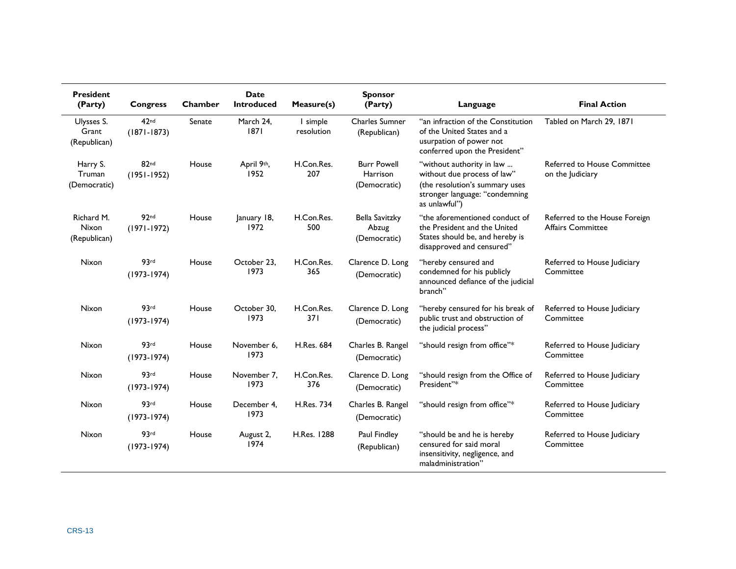| President (Party) | Congress | Chamber | Date Introduced | Measure(s) | Sponsor (Party) | Language | Final Action |
|---|---|---|---|---|---|---|---|
| Ulysses S. Grant (Republican) | 42nd (1871-1873) | Senate | March 24, 1871 | 1 simple resolution | Charles Sumner (Republican) | "an infraction of the Constitution of the United States and a usurpation of power not conferred upon the President" | Tabled on March 29, 1871 |
| Harry S. Truman (Democratic) | 82nd (1951-1952) | House | April 9th, 1952 | H.Con.Res. 207 | Burr Powell Harrison (Democratic) | "without authority in law ... without due process of law" (the resolution's summary uses stronger language: "condemning as unlawful") | Referred to House Committee on the Judiciary |
| Richard M. Nixon (Republican) | 92nd (1971-1972) | House | January 18, 1972 | H.Con.Res. 500 | Bella Savitzky Abzug (Democratic) | "the aforementioned conduct of the President and the United States should be, and hereby is disapproved and censured" | Referred to the House Foreign Affairs Committee |
| Nixon | 93rd (1973-1974) | House | October 23, 1973 | H.Con.Res. 365 | Clarence D. Long (Democratic) | "hereby censured and condemned for his publicly announced defiance of the judicial branch" | Referred to House Judiciary Committee |
| Nixon | 93rd (1973-1974) | House | October 30, 1973 | H.Con.Res. 371 | Clarence D. Long (Democratic) | "hereby censured for his break of public trust and obstruction of the judicial process" | Referred to House Judiciary Committee |
| Nixon | 93rd (1973-1974) | House | November 6, 1973 | H.Res. 684 | Charles B. Rangel (Democratic) | "should resign from office"* | Referred to House Judiciary Committee |
| Nixon | 93rd (1973-1974) | House | November 7, 1973 | H.Con.Res. 376 | Clarence D. Long (Democratic) | "should resign from the Office of President"* | Referred to House Judiciary Committee |
| Nixon | 93rd (1973-1974) | House | December 4, 1973 | H.Res. 734 | Charles B. Rangel (Democratic) | "should resign from office"* | Referred to House Judiciary Committee |
| Nixon | 93rd (1973-1974) | House | August 2, 1974 | H.Res. 1288 | Paul Findley (Republican) | "should be and he is hereby censured for said moral insensitivity, negligence, and maladministration" | Referred to House Judiciary Committee |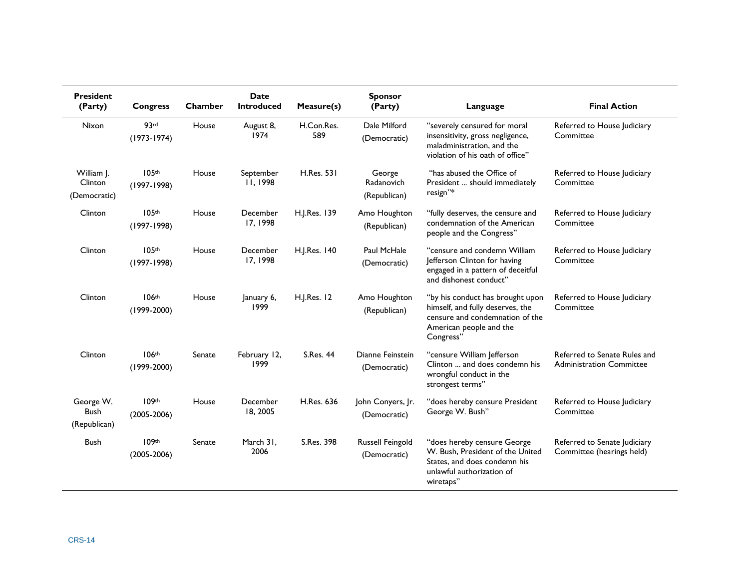| President (Party) | Congress | Chamber | Date Introduced | Measure(s) | Sponsor (Party) | Language | Final Action |
| --- | --- | --- | --- | --- | --- | --- | --- |
| Nixon | 93rd (1973-1974) | House | August 8, 1974 | H.Con.Res. 589 | Dale Milford (Democratic) | "severely censured for moral insensitivity, gross negligence, maladministration, and the violation of his oath of office" | Referred to House Judiciary Committee |
| William J. Clinton (Democratic) | 105th (1997-1998) | House | September 11, 1998 | H.Res. 531 | George Radanovich (Republican) | "has abused the Office of President ... should immediately resign"* | Referred to House Judiciary Committee |
| Clinton | 105th (1997-1998) | House | December 17, 1998 | H.J.Res. 139 | Amo Houghton (Republican) | "fully deserves, the censure and condemnation of the American people and the Congress" | Referred to House Judiciary Committee |
| Clinton | 105th (1997-1998) | House | December 17, 1998 | H.J.Res. 140 | Paul McHale (Democratic) | "censure and condemn William Jefferson Clinton for having engaged in a pattern of deceitful and dishonest conduct" | Referred to House Judiciary Committee |
| Clinton | 106th (1999-2000) | House | January 6, 1999 | H.J.Res. 12 | Amo Houghton (Republican) | "by his conduct has brought upon himself, and fully deserves, the censure and condemnation of the American people and the Congress" | Referred to House Judiciary Committee |
| Clinton | 106th (1999-2000) | Senate | February 12, 1999 | S.Res. 44 | Dianne Feinstein (Democratic) | "censure William Jefferson Clinton ... and does condemn his wrongful conduct in the strongest terms" | Referred to Senate Rules and Administration Committee |
| George W. Bush (Republican) | 109th (2005-2006) | House | December 18, 2005 | H.Res. 636 | John Conyers, Jr. (Democratic) | "does hereby censure President George W. Bush" | Referred to House Judiciary Committee |
| Bush | 109th (2005-2006) | Senate | March 31, 2006 | S.Res. 398 | Russell Feingold (Democratic) | "does hereby censure George W. Bush, President of the United States, and does condemn his unlawful authorization of wiretaps" | Referred to Senate Judiciary Committee (hearings held) |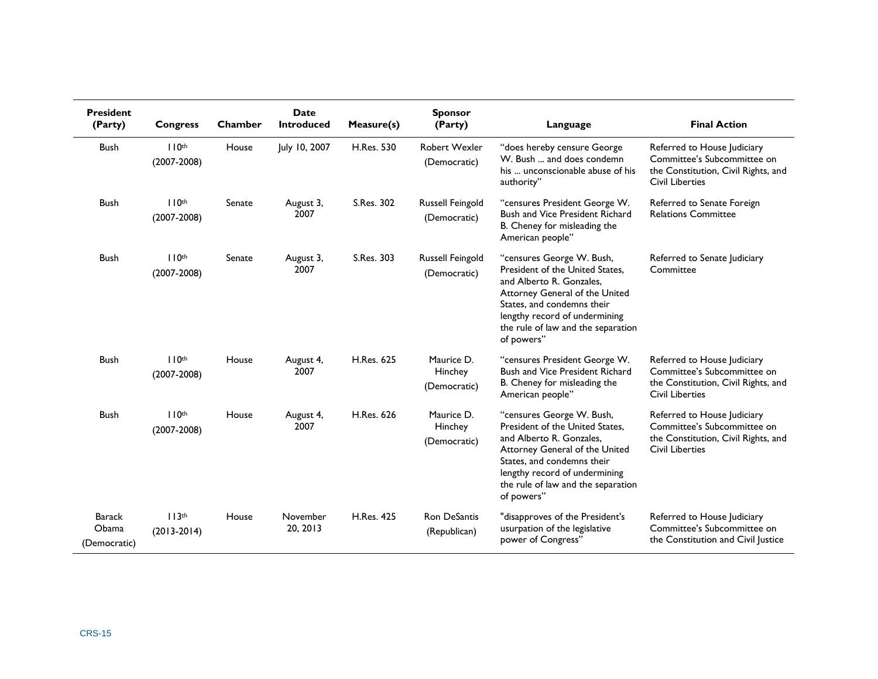| President (Party) | Congress | Chamber | Date Introduced | Measure(s) | Sponsor (Party) | Language | Final Action |
|---|---|---|---|---|---|---|---|
| Bush | 110th (2007-2008) | House | July 10, 2007 | H.Res. 530 | Robert Wexler (Democratic) | "does hereby censure George W. Bush ... and does condemn his ... unconscionable abuse of his authority" | Referred to House Judiciary Committee's Subcommittee on the Constitution, Civil Rights, and Civil Liberties |
| Bush | 110th (2007-2008) | Senate | August 3, 2007 | S.Res. 302 | Russell Feingold (Democratic) | "censures President George W. Bush and Vice President Richard B. Cheney for misleading the American people" | Referred to Senate Foreign Relations Committee |
| Bush | 110th (2007-2008) | Senate | August 3, 2007 | S.Res. 303 | Russell Feingold (Democratic) | "censures George W. Bush, President of the United States, and Alberto R. Gonzales, Attorney General of the United States, and condemns their lengthy record of undermining the rule of law and the separation of powers" | Referred to Senate Judiciary Committee |
| Bush | 110th (2007-2008) | House | August 4, 2007 | H.Res. 625 | Maurice D. Hinchey (Democratic) | "censures President George W. Bush and Vice President Richard B. Cheney for misleading the American people" | Referred to House Judiciary Committee's Subcommittee on the Constitution, Civil Rights, and Civil Liberties |
| Bush | 110th (2007-2008) | House | August 4, 2007 | H.Res. 626 | Maurice D. Hinchey (Democratic) | "censures George W. Bush, President of the United States, and Alberto R. Gonzales, Attorney General of the United States, and condemns their lengthy record of undermining the rule of law and the separation of powers" | Referred to House Judiciary Committee's Subcommittee on the Constitution, Civil Rights, and Civil Liberties |
| Barack Obama (Democratic) | 113th (2013-2014) | House | November 20, 2013 | H.Res. 425 | Ron DeSantis (Republican) | "disapproves of the President's usurpation of the legislative power of Congress" | Referred to House Judiciary Committee's Subcommittee on the Constitution and Civil Justice |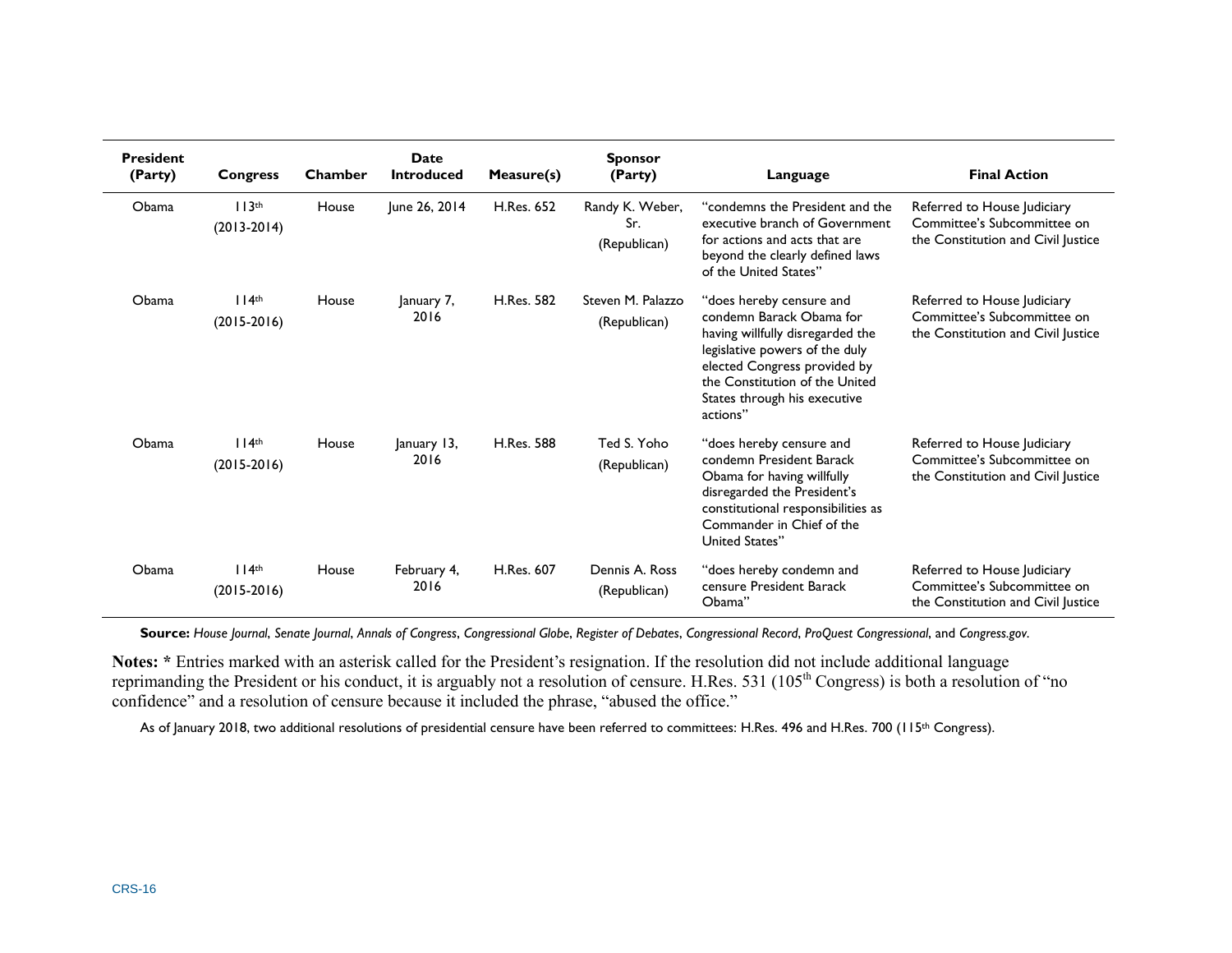| President (Party) | Congress | Chamber | Date Introduced | Measure(s) | Sponsor (Party) | Language | Final Action |
| --- | --- | --- | --- | --- | --- | --- | --- |
| Obama | 113th (2013-2014) | House | June 26, 2014 | H.Res. 652 | Randy K. Weber, Sr. (Republican) | "condemns the President and the executive branch of Government for actions and acts that are beyond the clearly defined laws of the United States" | Referred to House Judiciary Committee's Subcommittee on the Constitution and Civil Justice |
| Obama | 114th (2015-2016) | House | January 7, 2016 | H.Res. 582 | Steven M. Palazzo (Republican) | "does hereby censure and condemn Barack Obama for having willfully disregarded the legislative powers of the duly elected Congress provided by the Constitution of the United States through his executive actions" | Referred to House Judiciary Committee's Subcommittee on the Constitution and Civil Justice |
| Obama | 114th (2015-2016) | House | January 13, 2016 | H.Res. 588 | Ted S. Yoho (Republican) | "does hereby censure and condemn President Barack Obama for having willfully disregarded the President's constitutional responsibilities as Commander in Chief of the United States" | Referred to House Judiciary Committee's Subcommittee on the Constitution and Civil Justice |
| Obama | 114th (2015-2016) | House | February 4, 2016 | H.Res. 607 | Dennis A. Ross (Republican) | "does hereby condemn and censure President Barack Obama" | Referred to House Judiciary Committee's Subcommittee on the Constitution and Civil Justice |

**Source:** *House Journal*, *Senate Journal*, *Annals of Congress*, *Congressional Globe*, *Register of Debates*, *Congressional Record*, *ProQuest Congressional*, and *Congress.gov*.

**Notes:** * Entries marked with an asterisk called for the President's resignation. If the resolution did not include additional language reprimanding the President or his conduct, it is arguably not a resolution of censure. H.Res. 531 (105th Congress) is both a resolution of "no confidence" and a resolution of censure because it included the phrase, "abused the office."

As of January 2018, two additional resolutions of presidential censure have been referred to committees: H.Res. 496 and H.Res. 700 (115th Congress).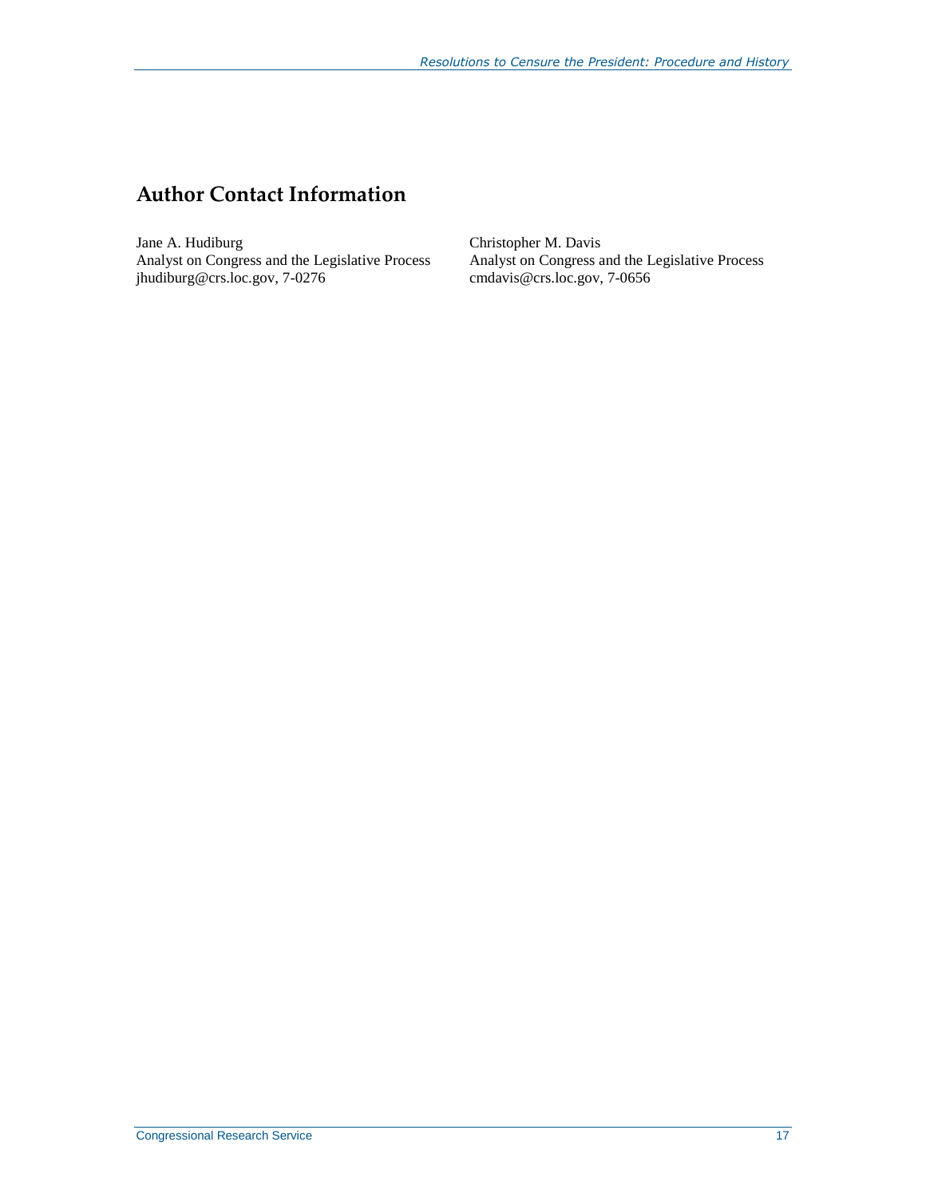## Author Contact Information

Jane A. Hudiburg
Analyst on Congress and the Legislative Process
jhudiburg@crs.loc.gov, 7-0276

Christopher M. Davis
Analyst on Congress and the Legislative Process
cmdavis@crs.loc.gov, 7-0656